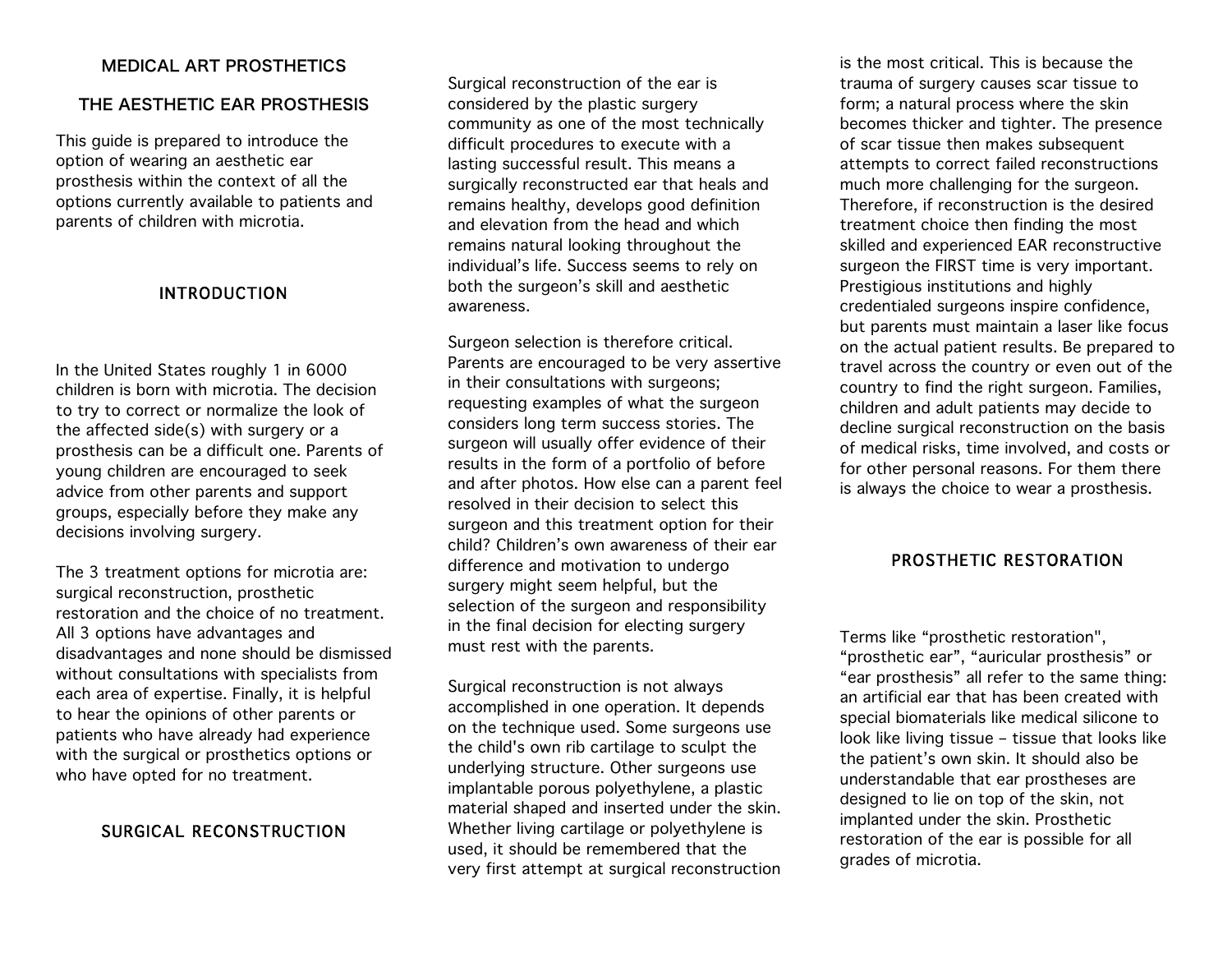# MEDICAL ART PROSTHETICS

## THE AESTHETIC EAR PROSTHESIS

This guide is prepared to introduce the option of wearing an aesthetic ear prosthesis within the context of all the options currently available to patients and parents of children with microtia.

## INTRODUCTION

In the United States roughly 1 in 6000 children is born with microtia. The decision to try to correct or normalize the look of the affected side(s) with surgery or a prosthesis can be a difficult one. Parents of young children are encouraged to seek advice from other parents and support groups, especially before they make any decisions involving surgery.

The 3 treatment options for microtia are: surgical reconstruction, prosthetic restoration and the choice of no treatment. All 3 options have advantages and disadvantages and none should be dismissed without consultations with specialists from each area of expertise. Finally, it is helpful to hear the opinions of other parents or patients who have already had experience with the surgical or prosthetics options or who have opted for no treatment.

## SURGICAL RECONSTRUCTION

Surgical reconstruction of the ear is considered by the plastic surgery community as one of the most technically difficult procedures to execute with a lasting successful result. This means a surgically reconstructed ear that heals and remains healthy, develops good definition and elevation from the head and which remains natural looking throughout the individual's life. Success seems to rely on both the surgeon's skill and aesthetic awareness.

Surgeon selection is therefore critical. Parents are encouraged to be very assertive in their consultations with surgeons; requesting examples of what the surgeon considers long term success stories. The surgeon will usually offer evidence of their results in the form of a portfolio of before and after photos. How else can a parent feel resolved in their decision to select this surgeon and this treatment option for their child? Children's own awareness of their ear difference and motivation to undergo surgery might seem helpful, but the selection of the surgeon and responsibility in the final decision for electing surgery must rest with the parents.

Surgical reconstruction is not always accomplished in one operation. It depends on the technique used. Some surgeons use the child's own rib cartilage to sculpt the underlying structure. Other surgeons use implantable porous polyethylene, a plastic material shaped and inserted under the skin. Whether living cartilage or polyethylene is used, it should be remembered that the very first attempt at surgical reconstruction is the most critical. This is because the trauma of surgery causes scar tissue to form; a natural process where the skin becomes thicker and tighter. The presence of scar tissue then makes subsequent attempts to correct failed reconstructions much more challenging for the surgeon. Therefore, if reconstruction is the desired treatment choice then finding the most skilled and experienced EAR reconstructive surgeon the FIRST time is very important. Prestigious institutions and highly credentialed surgeons inspire confidence, but parents must maintain a laser like focus on the actual patient results. Be prepared to travel across the country or even out of the country to find the right surgeon. Families, children and adult patients may decide to decline surgical reconstruction on the basis of medical risks, time involved, and costs or for other personal reasons. For them there is always the choice to wear a prosthesis.

## PROSTHETIC RESTORATION

Terms like "prosthetic restoration", "prosthetic ear", "auricular prosthesis" or "ear prosthesis" all refer to the same thing: an artificial ear that has been created with special biomaterials like medical silicone to look like living tissue – tissue that looks like the patient's own skin. It should also be understandable that ear prostheses are designed to lie on top of the skin, not implanted under the skin. Prosthetic restoration of the ear is possible for all grades of microtia.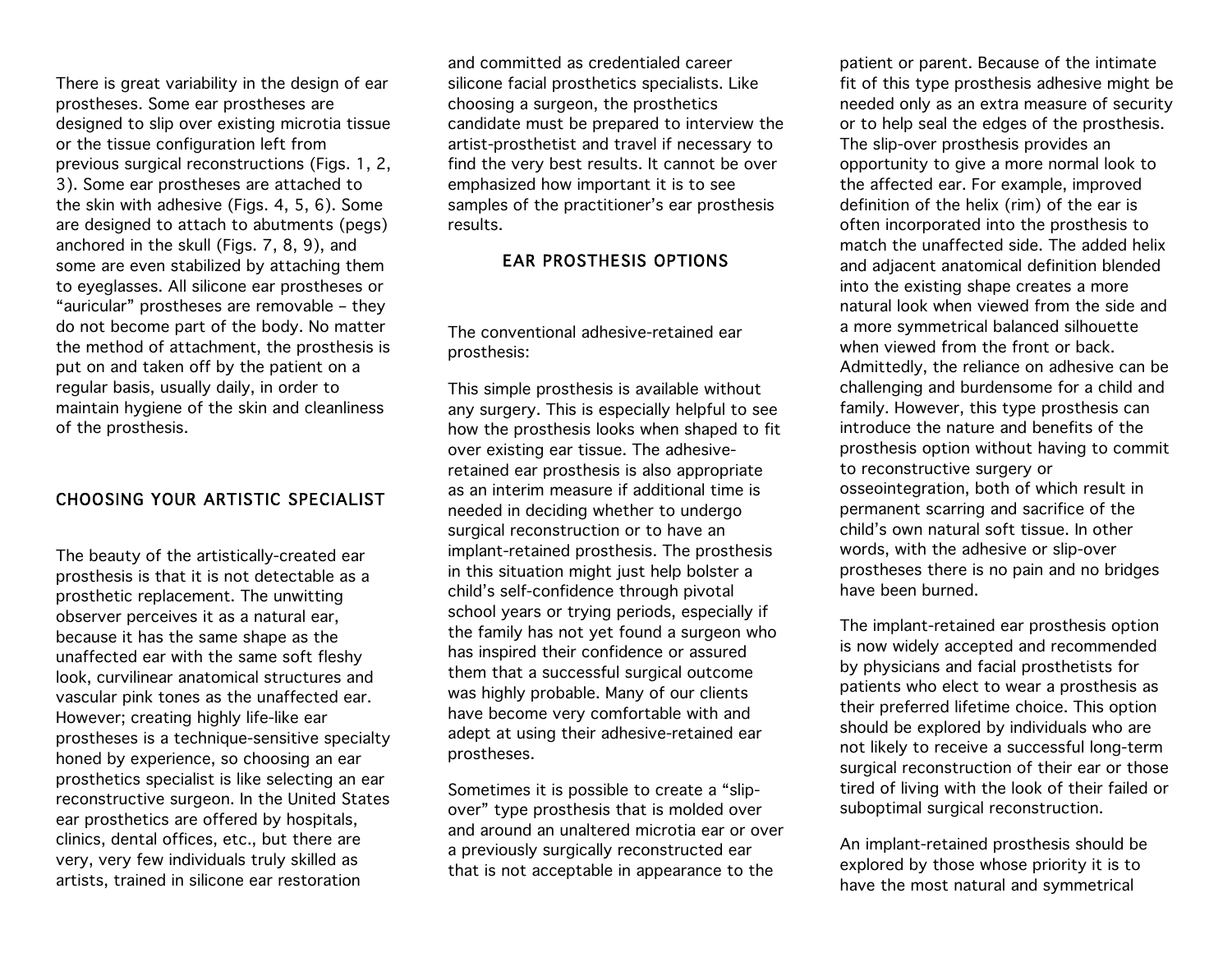There is great variability in the design of ear prostheses. Some ear prostheses are designed to slip over existing microtia tissue or the tissue configuration left from previous surgical reconstructions (Figs. 1, 2, 3). Some ear prostheses are attached to the skin with adhesive (Figs. 4, 5, 6). Some are designed to attach to abutments (pegs) anchored in the skull (Figs. 7, 8, 9), and some are even stabilized by attaching them to eyeglasses. All silicone ear prostheses or "auricular" prostheses are removable – they do not become part of the body. No matter the method of attachment, the prosthesis is put on and taken off by the patient on a regular basis, usually daily, in order to maintain hygiene of the skin and cleanliness of the prosthesis.

## CHOOSING YOUR ARTISTIC SPECIALIST

The beauty of the artistically-created ear prosthesis is that it is not detectable as a prosthetic replacement. The unwitting observer perceives it as a natural ear, because it has the same shape as the unaffected ear with the same soft fleshy look, curvilinear anatomical structures and vascular pink tones as the unaffected ear. However; creating highly life-like ear prostheses is a technique-sensitive specialty honed by experience, so choosing an ear prosthetics specialist is like selecting an ear reconstructive surgeon. In the United States ear prosthetics are offered by hospitals, clinics, dental offices, etc., but there are very, very few individuals truly skilled as artists, trained in silicone ear restoration and committed as credentialed career silicone facial prosthetics specialists. Like choosing a surgeon, the prosthetics candidate must be prepared to interview the artist-prosthetist and travel if necessary to find the very best results. It cannot be over emphasized how important it is to see samples of the practitioner's ear prosthesis results.

## EAR PROSTHESIS OPTIONS

The conventional adhesive-retained ear prosthesis:

This simple prosthesis is available without any surgery. This is especially helpful to see how the prosthesis looks when shaped to fit over existing ear tissue. The adhesive-retained ear prosthesis is also appropriate as an interim measure if additional time is needed in deciding whether to undergo surgical reconstruction or to have an implant-retained prosthesis. The prosthesis in this situation might just help bolster a child's self-confidence through pivotal school years or trying periods, especially if the family has not yet found a surgeon who has inspired their confidence or assured them that a successful surgical outcome was highly probable. Many of our clients have become very comfortable with and adept at using their adhesive-retained ear prostheses.

Sometimes it is possible to create a "slip-over" type prosthesis that is molded over and around an unaltered microtia ear or over a previously surgically reconstructed ear that is not acceptable in appearance to the patient or parent. Because of the intimate fit of this type prosthesis adhesive might be needed only as an extra measure of security or to help seal the edges of the prosthesis. The slip-over prosthesis provides an opportunity to give a more normal look to the affected ear. For example, improved definition of the helix (rim) of the ear is often incorporated into the prosthesis to match the unaffected side. The added helix and adjacent anatomical definition blended into the existing shape creates a more natural look when viewed from the side and a more symmetrical balanced silhouette when viewed from the front or back. Admittedly, the reliance on adhesive can be challenging and burdensome for a child and family. However, this type prosthesis can introduce the nature and benefits of the prosthesis option without having to commit to reconstructive surgery or osseointegration, both of which result in permanent scarring and sacrifice of the child's own natural soft tissue. In other words, with the adhesive or slip-over prostheses there is no pain and no bridges have been burned.

The implant-retained ear prosthesis option is now widely accepted and recommended by physicians and facial prosthetists for patients who elect to wear a prosthesis as their preferred lifetime choice. This option should be explored by individuals who are not likely to receive a successful long-term surgical reconstruction of their ear or those tired of living with the look of their failed or suboptimal surgical reconstruction.

An implant-retained prosthesis should be explored by those whose priority it is to have the most natural and symmetrical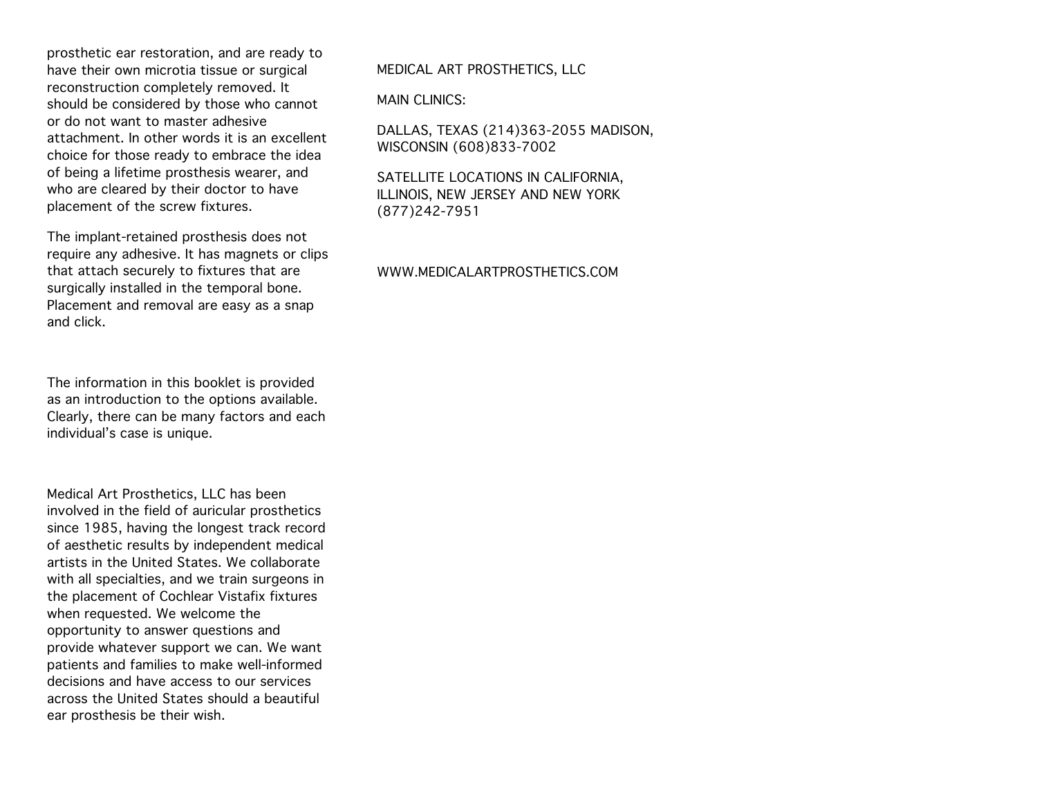prosthetic ear restoration, and are ready to have their own microtia tissue or surgical reconstruction completely removed. It should be considered by those who cannot or do not want to master adhesive attachment. In other words it is an excellent choice for those ready to embrace the idea of being a lifetime prosthesis wearer, and who are cleared by their doctor to have placement of the screw fixtures.

The implant-retained prosthesis does not require any adhesive. It has magnets or clips that attach securely to fixtures that are surgically installed in the temporal bone. Placement and removal are easy as a snap and click.

The information in this booklet is provided as an introduction to the options available. Clearly, there can be many factors and each individual's case is unique.

Medical Art Prosthetics, LLC has been involved in the field of auricular prosthetics since 1985, having the longest track record of aesthetic results by independent medical artists in the United States. We collaborate with all specialties, and we train surgeons in the placement of Cochlear Vistafix fixtures when requested. We welcome the opportunity to answer questions and provide whatever support we can. We want patients and families to make well-informed decisions and have access to our services across the United States should a beautiful ear prosthesis be their wish.

MEDICAL ART PROSTHETICS, LLC

MAIN CLINICS:

DALLAS, TEXAS (214)363-2055 MADISON, WISCONSIN (608)833-7002

SATELLITE LOCATIONS IN CALIFORNIA, ILLINOIS, NEW JERSEY AND NEW YORK (877)242-7951

WWW.MEDICALARTPROSTHETICS.COM